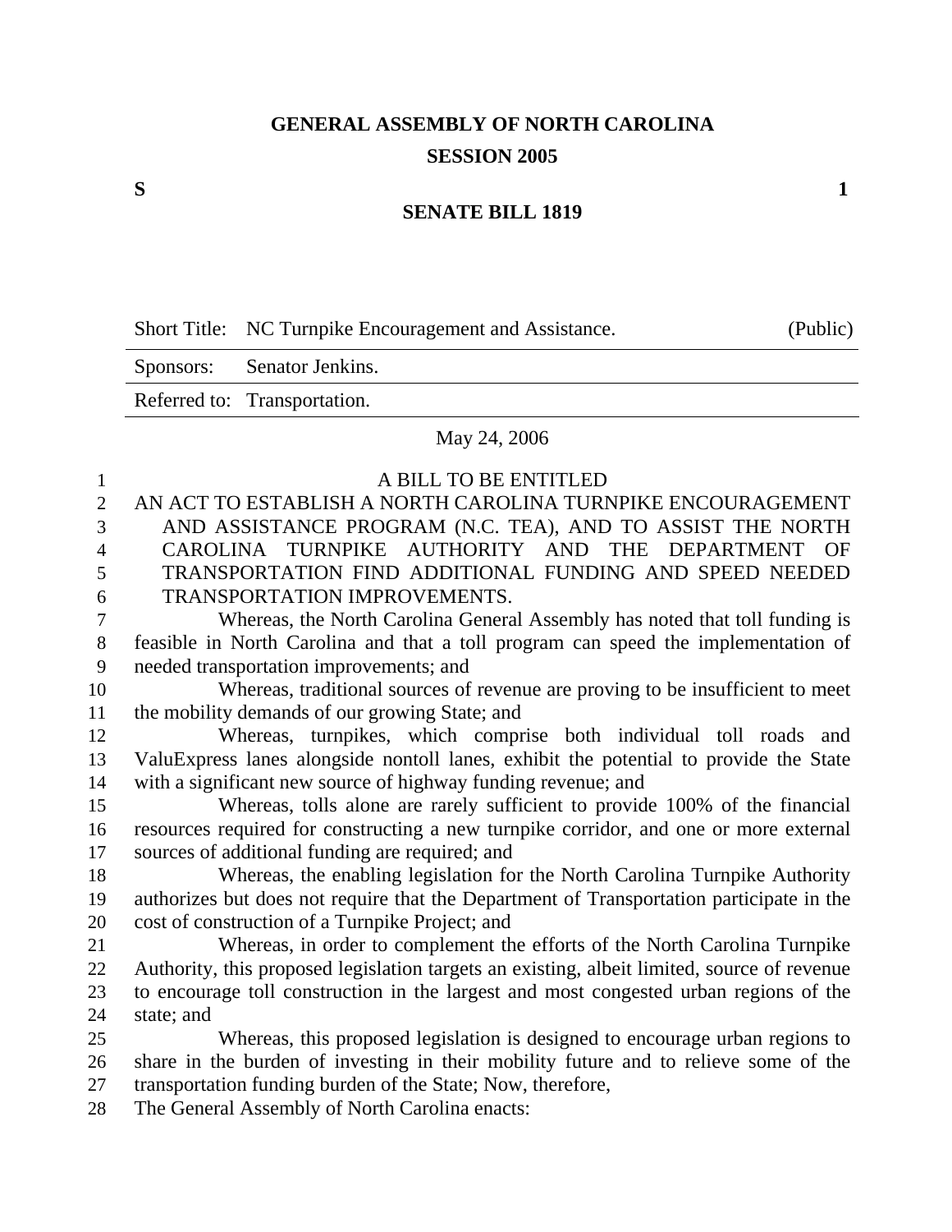# GENERAL ASSEMBLY OF NORTH CAROLINA
## SESSION 2005

**S** **1**

## SENATE BILL 1819

| Short Title: | NC Turnpike Encouragement and Assistance. | (Public) |
|---|---|---|
| Sponsors: | Senator Jenkins. | |
| Referred to: | Transportation. | |

May 24, 2006

A BILL TO BE ENTITLED

AN ACT TO ESTABLISH A NORTH CAROLINA TURNPIKE ENCOURAGEMENT AND ASSISTANCE PROGRAM (N.C. TEA), AND TO ASSIST THE NORTH CAROLINA TURNPIKE AUTHORITY AND THE DEPARTMENT OF TRANSPORTATION FIND ADDITIONAL FUNDING AND SPEED NEEDED TRANSPORTATION IMPROVEMENTS.

Whereas, the North Carolina General Assembly has noted that toll funding is feasible in North Carolina and that a toll program can speed the implementation of needed transportation improvements; and

Whereas, traditional sources of revenue are proving to be insufficient to meet the mobility demands of our growing State; and

Whereas, turnpikes, which comprise both individual toll roads and ValuExpress lanes alongside nontoll lanes, exhibit the potential to provide the State with a significant new source of highway funding revenue; and

Whereas, tolls alone are rarely sufficient to provide 100% of the financial resources required for constructing a new turnpike corridor, and one or more external sources of additional funding are required; and

Whereas, the enabling legislation for the North Carolina Turnpike Authority authorizes but does not require that the Department of Transportation participate in the cost of construction of a Turnpike Project; and

Whereas, in order to complement the efforts of the North Carolina Turnpike Authority, this proposed legislation targets an existing, albeit limited, source of revenue to encourage toll construction in the largest and most congested urban regions of the state; and

Whereas, this proposed legislation is designed to encourage urban regions to share in the burden of investing in their mobility future and to relieve some of the transportation funding burden of the State; Now, therefore,

The General Assembly of North Carolina enacts: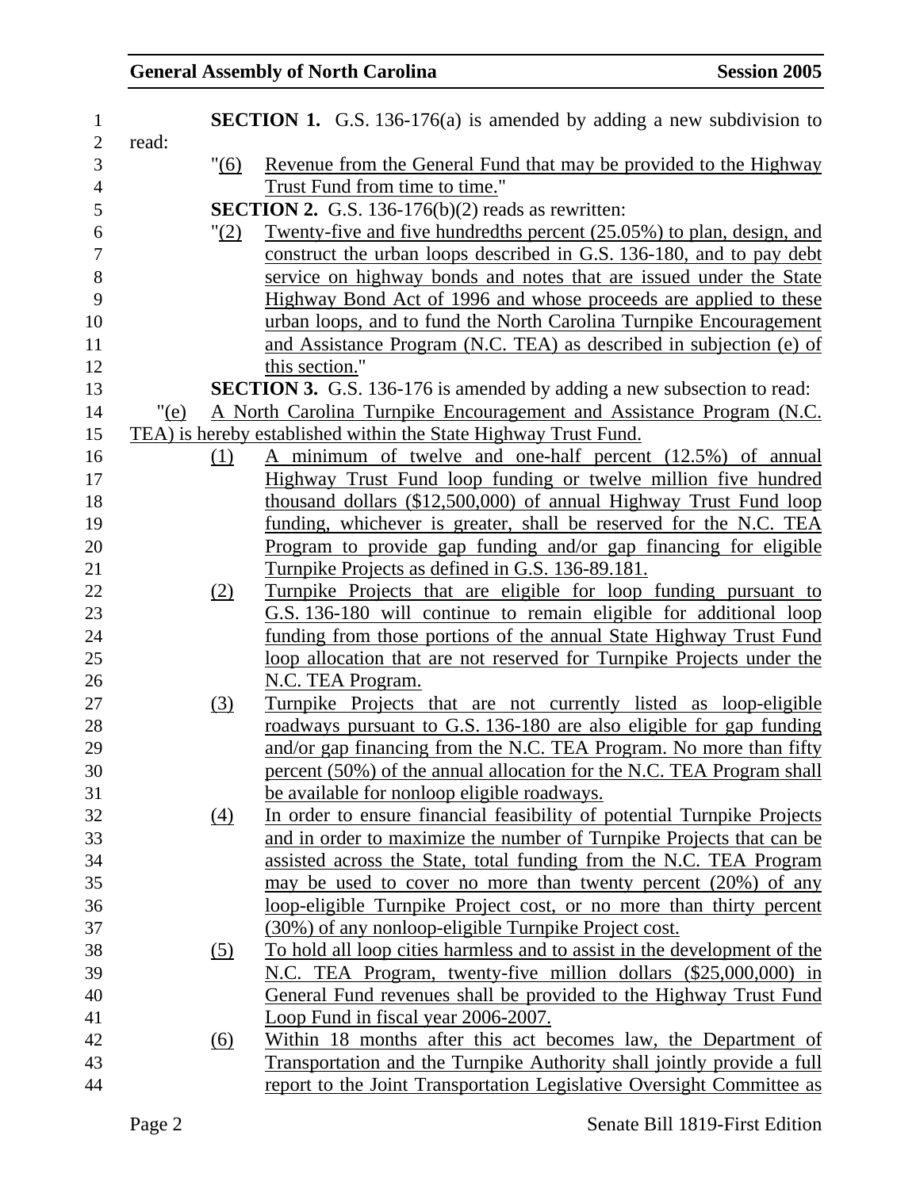**SECTION 1.** G.S. 136-176(a) is amended by adding a new subdivision to read:

"(6) Revenue from the General Fund that may be provided to the Highway Trust Fund from time to time."

**SECTION 2.** G.S. 136-176(b)(2) reads as rewritten:

"(2) Twenty-five and five hundredths percent (25.05%) to plan, design, and construct the urban loops described in G.S. 136-180, and to pay debt service on highway bonds and notes that are issued under the State Highway Bond Act of 1996 and whose proceeds are applied to these urban loops, and to fund the North Carolina Turnpike Encouragement and Assistance Program (N.C. TEA) as described in subjection (e) of this section."

**SECTION 3.** G.S. 136-176 is amended by adding a new subsection to read:

"(e) A North Carolina Turnpike Encouragement and Assistance Program (N.C. TEA) is hereby established within the State Highway Trust Fund.

(1) A minimum of twelve and one-half percent (12.5%) of annual Highway Trust Fund loop funding or twelve million five hundred thousand dollars ($12,500,000) of annual Highway Trust Fund loop funding, whichever is greater, shall be reserved for the N.C. TEA Program to provide gap funding and/or gap financing for eligible Turnpike Projects as defined in G.S. 136-89.181.

(2) Turnpike Projects that are eligible for loop funding pursuant to G.S. 136-180 will continue to remain eligible for additional loop funding from those portions of the annual State Highway Trust Fund loop allocation that are not reserved for Turnpike Projects under the N.C. TEA Program.

(3) Turnpike Projects that are not currently listed as loop-eligible roadways pursuant to G.S. 136-180 are also eligible for gap funding and/or gap financing from the N.C. TEA Program. No more than fifty percent (50%) of the annual allocation for the N.C. TEA Program shall be available for nonloop eligible roadways.

(4) In order to ensure financial feasibility of potential Turnpike Projects and in order to maximize the number of Turnpike Projects that can be assisted across the State, total funding from the N.C. TEA Program may be used to cover no more than twenty percent (20%) of any loop-eligible Turnpike Project cost, or no more than thirty percent (30%) of any nonloop-eligible Turnpike Project cost.

(5) To hold all loop cities harmless and to assist in the development of the N.C. TEA Program, twenty-five million dollars ($25,000,000) in General Fund revenues shall be provided to the Highway Trust Fund Loop Fund in fiscal year 2006-2007.

(6) Within 18 months after this act becomes law, the Department of Transportation and the Turnpike Authority shall jointly provide a full report to the Joint Transportation Legislative Oversight Committee as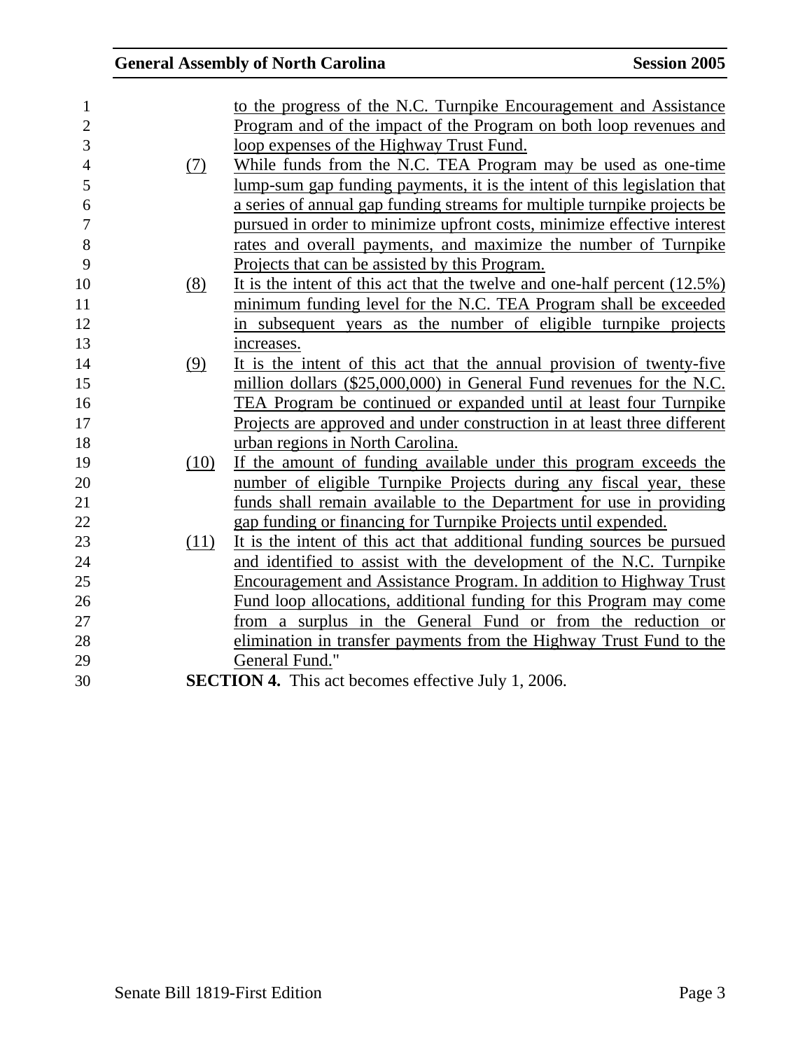to the progress of the N.C. Turnpike Encouragement and Assistance Program and of the impact of the Program on both loop revenues and loop expenses of the Highway Trust Fund.

(7) While funds from the N.C. TEA Program may be used as one-time lump-sum gap funding payments, it is the intent of this legislation that a series of annual gap funding streams for multiple turnpike projects be pursued in order to minimize upfront costs, minimize effective interest rates and overall payments, and maximize the number of Turnpike Projects that can be assisted by this Program.

(8) It is the intent of this act that the twelve and one-half percent (12.5%) minimum funding level for the N.C. TEA Program shall be exceeded in subsequent years as the number of eligible turnpike projects increases.

(9) It is the intent of this act that the annual provision of twenty-five million dollars ($25,000,000) in General Fund revenues for the N.C. TEA Program be continued or expanded until at least four Turnpike Projects are approved and under construction in at least three different urban regions in North Carolina.

(10) If the amount of funding available under this program exceeds the number of eligible Turnpike Projects during any fiscal year, these funds shall remain available to the Department for use in providing gap funding or financing for Turnpike Projects until expended.

(11) It is the intent of this act that additional funding sources be pursued and identified to assist with the development of the N.C. Turnpike Encouragement and Assistance Program. In addition to Highway Trust Fund loop allocations, additional funding for this Program may come from a surplus in the General Fund or from the reduction or elimination in transfer payments from the Highway Trust Fund to the General Fund."

**SECTION 4.** This act becomes effective July 1, 2006.